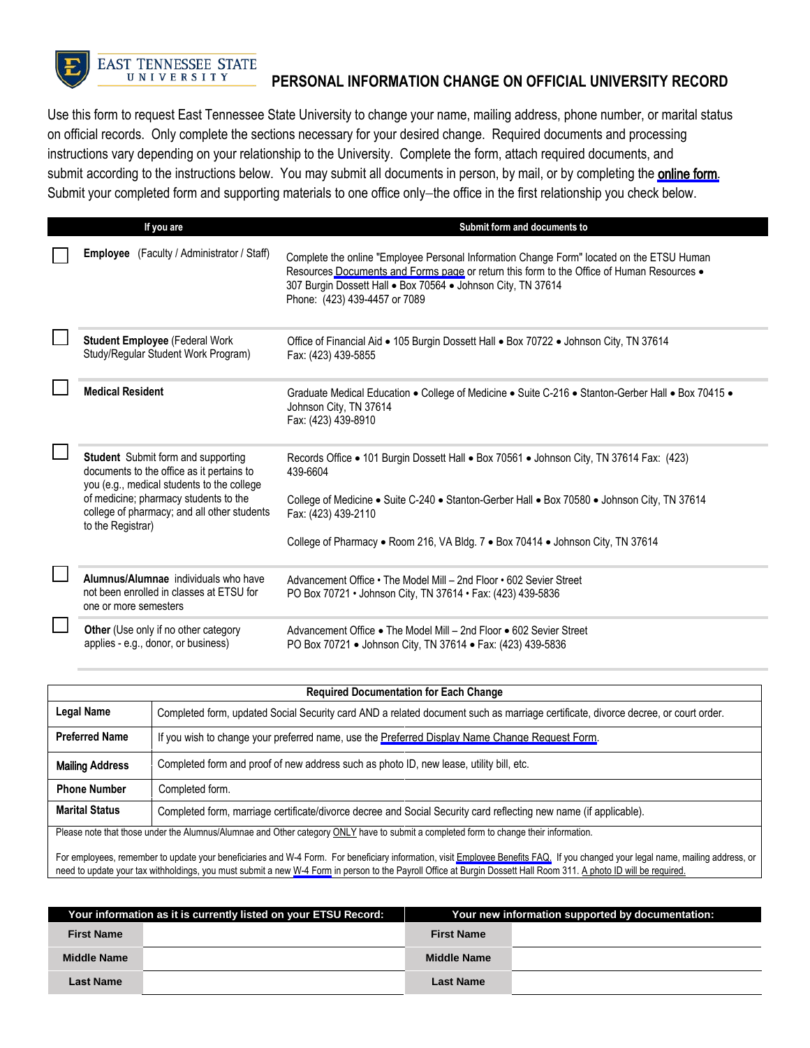EAST TENNESSEE STATE UNIVERSITY

# PERSONAL INFORMATION CHANGE ON OFFICIAL UNIVERSITY RECORD

Use this form to request East Tennessee State University to change your name, mailing address, phone number, or marital status on official records. Only complete the sections necessary for your desired change. Required documents and processing instructions vary depending on your relationship to the University. Complete the form, attach required documents, and submit according to the instructions below. You may submit all documents in person, by mail, or by completing the **online form**. Submit your completed form and supporting materials to one office only–the office in the first relationship you check below.

| | If you are | Submit form and documents to |
|---|---|---|
| ☐ | **Employee** (Faculty / Administrator / Staff) | Complete the online "Employee Personal Information Change Form" located on the ETSU Human Resources Documents and Forms page or return this form to the Office of Human Resources • 307 Burgin Dossett Hall • Box 70564 • Johnson City, TN 37614<br>Phone: (423) 439-4457 or 7089 |
| ☐ | **Student Employee** (Federal Work Study/Regular Student Work Program) | Office of Financial Aid • 105 Burgin Dossett Hall • Box 70722 • Johnson City, TN 37614<br>Fax: (423) 439-5855 |
| ☐ | **Medical Resident** | Graduate Medical Education • College of Medicine • Suite C-216 • Stanton-Gerber Hall • Box 70415 • Johnson City, TN 37614<br>Fax: (423) 439-8910 |
| ☐ | **Student** Submit form and supporting documents to the office as it pertains to you (e.g., medical students to the college of medicine; pharmacy students to the college of pharmacy; and all other students to the Registrar) | Records Office • 101 Burgin Dossett Hall • Box 70561 • Johnson City, TN 37614 Fax: (423) 439-6604<br><br>College of Medicine • Suite C-240 • Stanton-Gerber Hall • Box 70580 • Johnson City, TN 37614<br>Fax: (423) 439-2110<br><br>College of Pharmacy • Room 216, VA Bldg. 7 • Box 70414 • Johnson City, TN 37614 |
| ☐ | **Alumnus/Alumnae** individuals who have not been enrolled in classes at ETSU for one or more semesters | Advancement Office • The Model Mill – 2nd Floor • 602 Sevier Street<br>PO Box 70721 • Johnson City, TN 37614 • Fax: (423) 439-5836 |
| ☐ | **Other** (Use only if no other category applies - e.g., donor, or business) | Advancement Office • The Model Mill – 2nd Floor • 602 Sevier Street<br>PO Box 70721 • Johnson City, TN 37614 • Fax: (423) 439-5836 |

| Required Documentation for Each Change | |
|---|---|
| **Legal Name** | Completed form, updated Social Security card AND a related document such as marriage certificate, divorce decree, or court order. |
| **Preferred Name** | If you wish to change your preferred name, use the Preferred Display Name Change Request Form. |
| **Mailing Address** | Completed form and proof of new address such as photo ID, new lease, utility bill, etc. |
| **Phone Number** | Completed form. |
| **Marital Status** | Completed form, marriage certificate/divorce decree and Social Security card reflecting new name (if applicable). |

Please note that those under the Alumnus/Alumnae and Other category ONLY have to submit a completed form to change their information.

For employees, remember to update your beneficiaries and W-4 Form. For beneficiary information, visit Employee Benefits FAQ. If you changed your legal name, mailing address, or need to update your tax withholdings, you must submit a new W-4 Form in person to the Payroll Office at Burgin Dossett Hall Room 311. A photo ID will be required.

| Your information as it is currently listed on your ETSU Record: | | Your new information supported by documentation: | |
|---|---|---|---|
| **First Name** | | **First Name** | |
| **Middle Name** | | **Middle Name** | |
| **Last Name** | | **Last Name** | |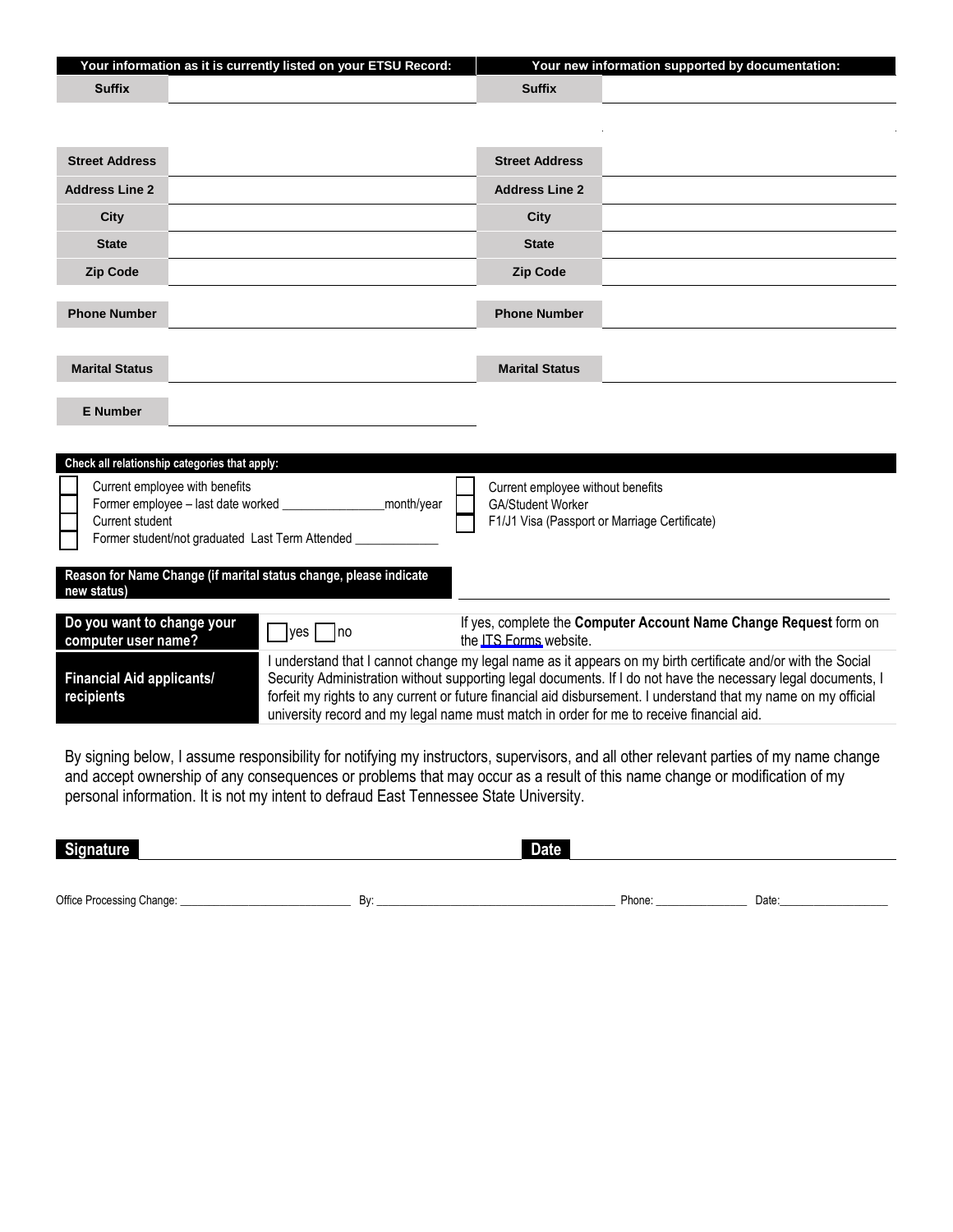| Your information as it is currently listed on your ETSU Record: | | Your new information supported by documentation: | |
|---|---|---|---|
| Suffix | | Suffix | |
| Street Address | | Street Address | |
| Address Line 2 | | Address Line 2 | |
| City | | City | |
| State | | State | |
| Zip Code | | Zip Code | |
| Phone Number | | Phone Number | |
| Marital Status | | Marital Status | |
| E Number | | | |

**Check all relationship categories that apply:**

- ☐ Current employee with benefits
- ☐ Former employee – last date worked _______________month/year
- ☐ Current student
- ☐ Former student/not graduated Last Term Attended _____________
- ☐ Current employee without benefits
- ☐ GA/Student Worker
- ☐ F1/J1 Visa (Passport or Marriage Certificate)

**Reason for Name Change (if marital status change, please indicate new status)** ______________________________

**Do you want to change your computer user name?** ☐ yes ☐ no — If yes, complete the **Computer Account Name Change Request** form on the ITS Forms website.

**Financial Aid applicants/ recipients** — I understand that I cannot change my legal name as it appears on my birth certificate and/or with the Social Security Administration without supporting legal documents. If I do not have the necessary legal documents, I forfeit my rights to any current or future financial aid disbursement. I understand that my name on my official university record and my legal name must match in order for me to receive financial aid.

By signing below, I assume responsibility for notifying my instructors, supervisors, and all other relevant parties of my name change and accept ownership of any consequences or problems that may occur as a result of this name change or modification of my personal information. It is not my intent to defraud East Tennessee State University.

**Signature** ______________________________ **Date** ______________________________

Office Processing Change: ____________________________ By: ________________________________________ Phone: _______________ Date:__________________